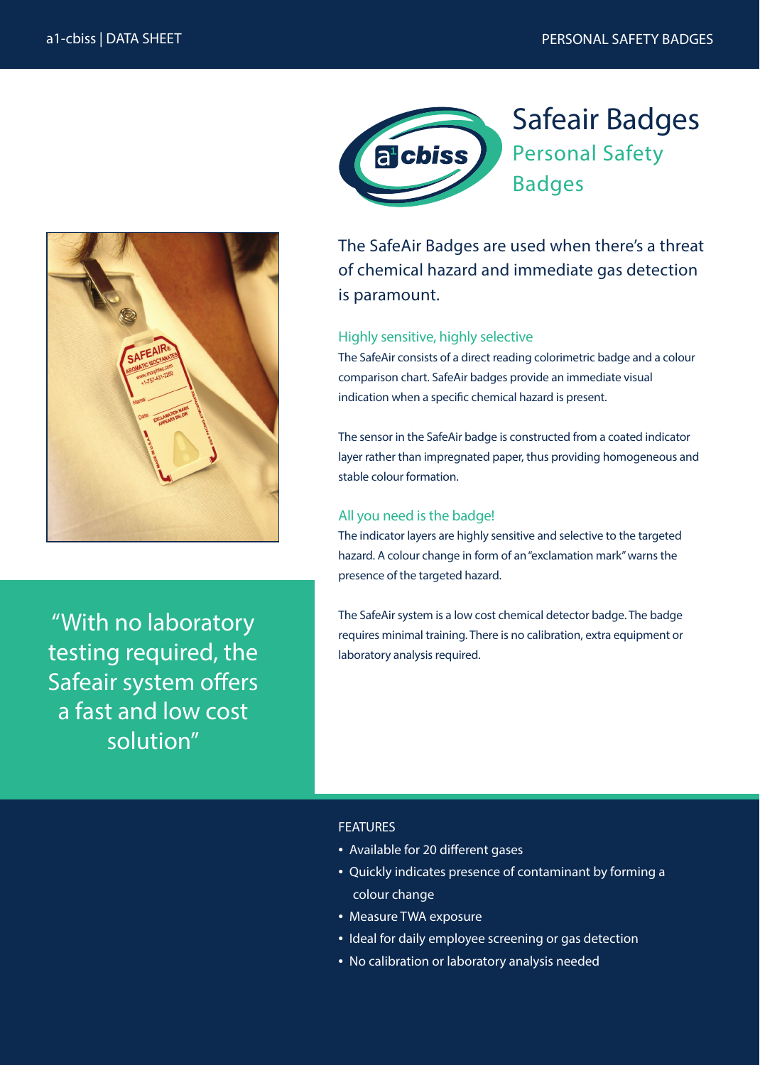# Safeair Badges

## Personal Safety Badges

The SafeAir Badges are used when there's a threat of chemical hazard and immediate gas detection is paramount.

### Highly sensitive, highly selective

The SafeAir consists of a direct reading colorimetric badge and a colour comparison chart. SafeAir badges provide an immediate visual indication when a specific chemical hazard is present.

The sensor in the SafeAir badge is constructed from a coated indicator layer rather than impregnated paper, thus providing homogeneous and stable colour formation.

### All you need is the badge!

The indicator layers are highly sensitive and selective to the targeted hazard. A colour change in form of an "exclamation mark" warns the presence of the targeted hazard.

The SafeAir system is a low cost chemical detector badge. The badge requires minimal training. There is no calibration, extra equipment or laboratory analysis required.

"With no laboratory testing required, the Safeair system offers a fast and low cost solution"

### FEATURES

- Available for 20 different gases
- Quickly indicates presence of contaminant by forming a colour change
- Measure TWA exposure
- Ideal for daily employee screening or gas detection
- No calibration or laboratory analysis needed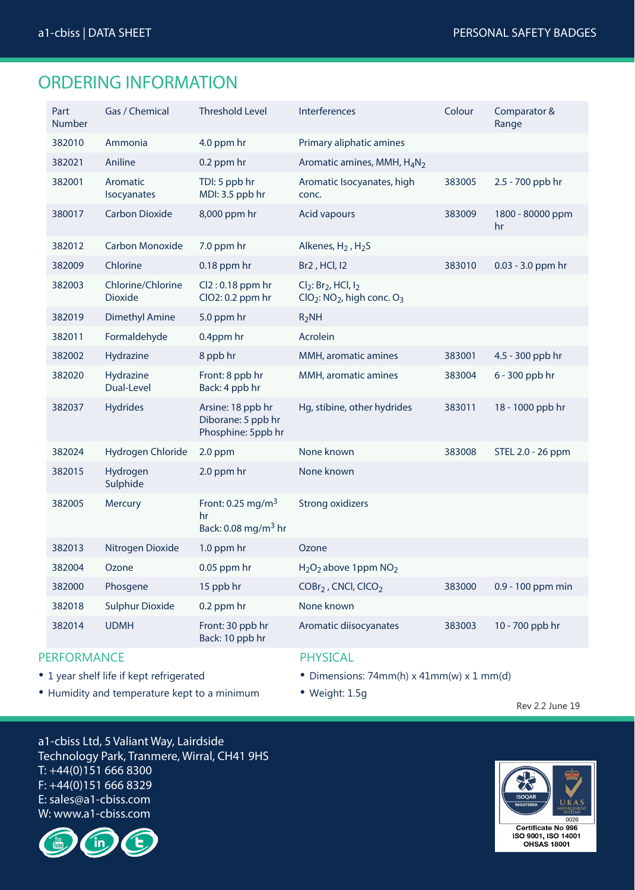## ORDERING INFORMATION

| Part Number | Gas / Chemical | Threshold Level | Interferences | Colour | Comparator & Range |
|---|---|---|---|---|---|
| 382010 | Ammonia | 4.0 ppm hr | Primary aliphatic amines | | |
| 382021 | Aniline | 0.2 ppm hr | Aromatic amines, MMH, $H_4N_2$ | | |
| 382001 | Aromatic Isocyanates | TDI: 5 ppb hr<br>MDI: 3.5 ppb hr | Aromatic Isocyanates, high conc. | 383005 | 2.5 - 700 ppb hr |
| 380017 | Carbon Dioxide | 8,000 ppm hr | Acid vapours | 383009 | 1800 - 80000 ppm hr |
| 382012 | Carbon Monoxide | 7.0 ppm hr | Alkenes, $H_2$ , $H_2S$ | | |
| 382009 | Chlorine | 0.18 ppm hr | Br2 , HCl, I2 | 383010 | 0.03 - 3.0 ppm hr |
| 382003 | Chlorine/Chlorine Dioxide | Cl2 : 0.18 ppm hr<br>ClO2: 0.2 ppm hr | $Cl_2$: $Br_2$, HCl, $I_2$<br>$ClO_2$: $NO_2$, high conc. $O_3$ | | |
| 382019 | Dimethyl Amine | 5.0 ppm hr | $R_2NH$ | | |
| 382011 | Formaldehyde | 0.4ppm hr | Acrolein | | |
| 382002 | Hydrazine | 8 ppb hr | MMH, aromatic amines | 383001 | 4.5 - 300 ppb hr |
| 382020 | Hydrazine Dual-Level | Front: 8 ppb hr<br>Back: 4 ppb hr | MMH, aromatic amines | 383004 | 6 - 300 ppb hr |
| 382037 | Hydrides | Arsine: 18 ppb hr<br>Diborane: 5 ppb hr<br>Phosphine: 5ppb hr | Hg, stibine, other hydrides | 383011 | 18 - 1000 ppb hr |
| 382024 | Hydrogen Chloride | 2.0 ppm | None known | 383008 | STEL 2.0 - 26 ppm |
| 382015 | Hydrogen Sulphide | 2.0 ppm hr | None known | | |
| 382005 | Mercury | Front: 0.25 $mg/m^3$ hr<br>Back: 0.08 $mg/m^3$ hr | Strong oxidizers | | |
| 382013 | Nitrogen Dioxide | 1.0 ppm hr | Ozone | | |
| 382004 | Ozone | 0.05 ppm hr | $H_2O_2$ above 1ppm $NO_2$ | | |
| 382000 | Phosgene | 15 ppb hr | $COBr_2$ , CNCl, $ClCO_2$ | 383000 | 0.9 - 100 ppm min |
| 382018 | Sulphur Dioxide | 0.2 ppm hr | None known | | |
| 382014 | UDMH | Front: 30 ppb hr<br>Back: 10 ppb hr | Aromatic diisocyanates | 383003 | 10 - 700 ppb hr |

### PERFORMANCE

- 1 year shelf life if kept refrigerated
- Humidity and temperature kept to a minimum

### PHYSICAL

- Dimensions: 74mm(h) x 41mm(w) x 1 mm(d)
- Weight: 1.5g

Rev 2.2 June 19

a1-cbiss Ltd, 5 Valiant Way, Lairdside Technology Park, Tranmere, Wirral, CH41 9HS
T: +44(0)151 666 8300
F: +44(0)151 666 8329
E: sales@a1-cbiss.com
W: www.a1-cbiss.com

Certificate No 996
ISO 9001, ISO 14001
OHSAS 18001